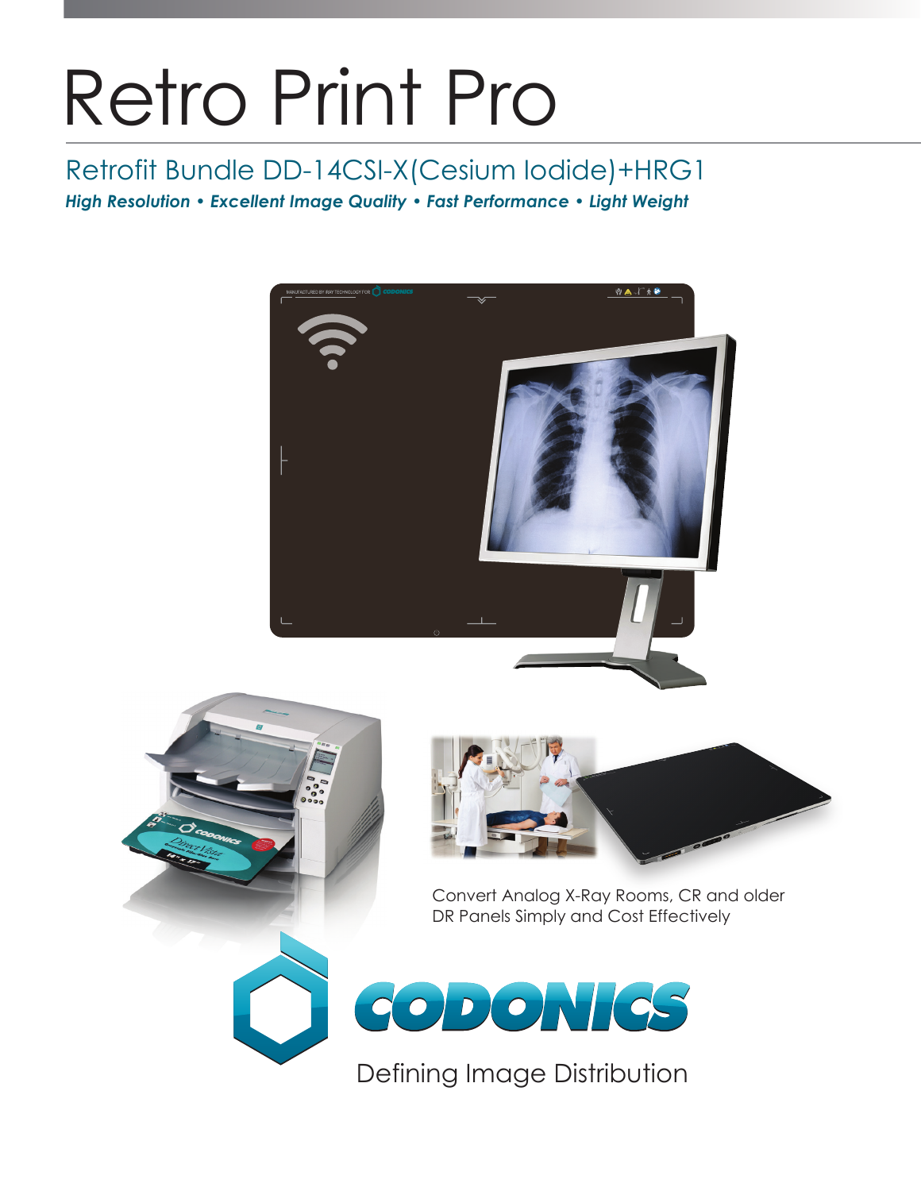# Retro Print Pro

## Retrofit Bundle DD-14CSI-X(Cesium Iodide)+HRG1

***High Resolution • Excellent Image Quality • Fast Performance • Light Weight***

Convert Analog X-Ray Rooms, CR and older DR Panels Simply and Cost Effectively

CODONICS

Defining Image Distribution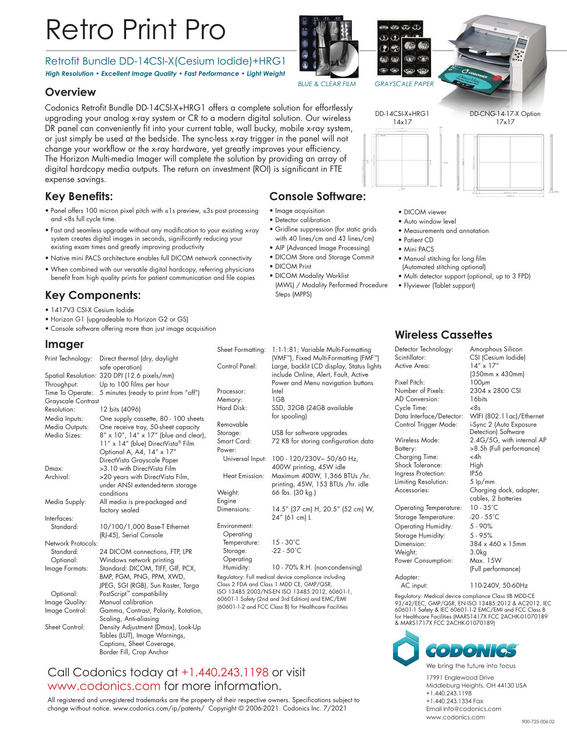# Retro Print Pro

## Retrofit Bundle DD-14CSI-X(Cesium Iodide)+HRG1

***High Resolution • Excellent Image Quality • Fast Performance • Light Weight***

*BLUE & CLEAR FILM*

*GRAYSCALE PAPER*

DD-14CSI-X+HRG1
14x17

DD-CNG-14-17-X Option
17x17

## Overview

Codonics Retrofit Bundle DD-14CSI-X+HRG1 offers a complete solution for effortlessly upgrading your analog x-ray system or CR to a modern digital solution. Our wireless DR panel can conveniently fit into your current table, wall bucky, mobile x-ray system, or just simply be used at the bedside. The sync-less x-ray trigger in the panel will not change your workflow or the x-ray hardware, yet greatly improves your efficiency. The Horizon Multi-media Imager will complete the solution by providing an array of digital hardcopy media outputs. The return on investment (ROI) is significant in FTE expense savings.

## Key Benefits:

- Panel offers 100 micron pixel pitch with ≤1s preview, ≤3s post processing and <8s full cycle time.
- Fast and seamless upgrade without any modification to your existing x-ray system creates digital images in seconds, significantly reducing your existing exam times and greatly improving productivity
- Native mini PACS architecture enables full DICOM network connectivity
- When combined with our versatile digital hardcopy, referring physicians benefit from high quality prints for patient communication and file copies

## Key Components:

- 1417V3 CSI-X Cesium Iodide
- Horizon G1 (upgradeable to Horizon G2 or GS)
- Console software offering more than just image acquisition

## Console Software:

- Image acquisition
- Detector calibration
- Gridline suppression (for static grids with 40 lines/cm and 43 lines/cm)
- AIP (Advanced Image Processing)
- DICOM Store and Storage Commit
- DICOM Print
- DICOM Modality Worklist (MWL) / Modality Performed Procedure Steps (MPPS)
- DICOM viewer
- Auto window level
- Measurements and annotation
- Patient CD
- Mini PACS
- Manual stitching for long film (Automated stitching optional)
- Multi detector support (optional, up to 3 FPD)
- Flyviewer (Tablet support)

## Imager

| | |
|---|---|
| Print Technology: | Direct thermal (dry, daylight safe operation) |
| Spatial Resolution: | 320 DPI (12.6 pixels/mm) |
| Throughput: | Up to 100 films per hour |
| Time To Operate: | 5 minutes (ready to print from "off") |
| Grayscale Contrast Resolution: | 12 bits (4096) |
| Media Inputs: | One supply cassette, 80 - 100 sheets |
| Media Outputs: | One receive tray, 50-sheet capacity |
| Media Sizes: | 8" x 10", 14" x 17" (blue and clear), 11" x 14" (blue) DirectVista® Film; Optional A, A4, 14" x 17" DirectVista Grayscale Paper |
| Dmax: | >3.10 with DirectVista Film |
| Archival: | >20 years with DirectVista Film, under ANSI extended-term storage conditions |
| Media Supply: | All media is pre-packaged and factory sealed |
| Interfaces: Standard: | 10/100/1,000 Base-T Ethernet (RJ-45), Serial Console |
| Network Protocols: Standard: | 24 DICOM connections, FTP, LPR |
| Optional: | Windows network printing |
| Image Formats: | Standard: DICOM, TIFF, GIF, PCX, BMP, PGM, PNG, PPM, XWD, JPEG, SGI (RGB), Sun Raster, Targa |
| Optional: | PostScript™ compatibility |
| Image Quality: | Manual calibration |
| Image Control: | Gamma, Contrast, Polarity, Rotation, Scaling, Anti-aliasing |
| Sheet Control: | Density Adjustment (Dmax), Look-Up Tables (LUT), Image Warnings, Captions, Sheet Coverage, Border Fill, Crop Anchor |
| Sheet Formatting: | 1:1-1:81; Variable Multi-Formatting (VMF™), Fixed Multi-Formatting (FMF™) |
| Control Panel: | Large, backlit LCD display, Status lights include Online, Alert, Fault, Active Power and Menu navigation buttons |
| Processor: | Intel |
| Memory: | 1GB |
| Hard Disk: | SSD, 32GB (24GB available for spooling) |
| Removable Storage: | USB for software upgrades |
| Smart Card: | 72 KB for storing configuration data |
| Power: Universal Input: | 100 - 120/230V~ 50/60 Hz, 400W printing, 45W idle |
| Heat Emission: | Maximum 400W, 1,366 BTUs /hr. printing, 45W, 153 BTUs /hr. idle |
| Weight: | 66 lbs. (30 kg.) |
| Engine Dimensions: | 14.5" (37 cm) H, 20.5" (52 cm) W, 24" (61 cm) L |
| Environment: Operating Temperature: | 15 - 30˚C |
| Storage: | -22 - 50˚C |
| Operating Humidity: | 10 - 70% R.H. (non-condensing) |

Regulatory: Full medical device compliance including Class 2 FDA and Class 1 MDD CE, GMP/QSR, ISO 13485:2003/NS-EN ISO 13485:2012, 60601-1, 60601-1 Safety (2nd and 3rd Edition) and EMC/EMI (60601-1-2 and FCC Class B) for Healthcare Facilities

## Wireless Cassettes

| | |
|---|---|
| Detector Technology: | Amorphous Silicon |
| Scintillator: | CSI (Cesium Iodide) |
| Active Area: | 14" x 17" (350mm x 430mm) |
| Pixel Pitch: | 100µm |
| Number of Pixels: | 2304 x 2800 CSI |
| AD Conversion: | 16bits |
| Cycle Time: | <8s |
| Data Interface/Detector: | WIFI (802.11ac)/Ethernet |
| Control Trigger Mode: | i-Sync 2 (Auto Exposure Detection) Software |
| Wireless Mode: | 2.4G/5G, with internal AP |
| Battery: | >8.5h (Full performance) |
| Charging Time: | <4h |
| Shock Tolerance: | High |
| Ingress Protection: | IP56 |
| Limiting Resolution: | 5 lp/mm |
| Accessories: | Charging dock, adapter, cables, 2 batteries |
| Operating Temperature: | 10 - 35˚C |
| Storage Temperature: | -20 - 55˚C |
| Operating Humidity: | 5 - 90% |
| Storage Humidity: | 5 - 95% |
| Dimension: | 384 x 460 x 15mm |
| Weight: | 3.0kg |
| Power Consumption: | Max. 15W (Full performance) |
| Adapter: AC input: | 110-240V, 50-60Hz |

Regulatory: Medical device compliance Class IIB MDD-CE 93/42/EEC, GMP/QSR, EN ISO 13485:2012 & AC2012, IEC 60601-1 Safety & IEC 60601-1-2 EMC/EMI and FCC Class B for Healthcare Facilities (MARS1417X FCC 2ACHK-01070189 & MARS1717X FCC 2ACHK-01070189)

Call Codonics today at +1.440.243.1198 or visit www.codonics.com for more information.

All registered and unregistered trademarks are the property of their respective owners. Specifications subject to change without notice. www.codonics.com/ip/patents/ Copyright © 2006-2021. Codonics Inc. 7/2021

CODONICS®

We bring the future into focus

17991 Englewood Drive
Middleburg Heights, OH 44130 USA
+1.440.243.1198
+1.440.243.1334 Fax
Email info@codonics.com
www.codonics.com

900-725-006.02